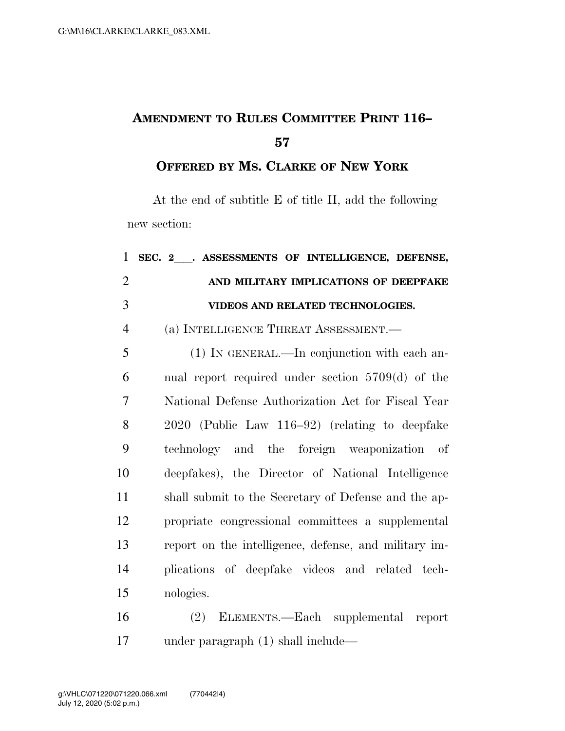# AMENDMENT TO RULES COMMITTEE PRINT 116–57

## OFFERED BY MS. CLARKE OF NEW YORK

At the end of subtitle E of title II, add the following new section:

**SEC. 2\_\_\_. ASSESSMENTS OF INTELLIGENCE, DEFENSE, AND MILITARY IMPLICATIONS OF DEEPFAKE VIDEOS AND RELATED TECHNOLOGIES.**

(a) INTELLIGENCE THREAT ASSESSMENT.—

(1) IN GENERAL.—In conjunction with each annual report required under section 5709(d) of the National Defense Authorization Act for Fiscal Year 2020 (Public Law 116–92) (relating to deepfake technology and the foreign weaponization of deepfakes), the Director of National Intelligence shall submit to the Secretary of Defense and the appropriate congressional committees a supplemental report on the intelligence, defense, and military implications of deepfake videos and related technologies.

(2) ELEMENTS.—Each supplemental report under paragraph (1) shall include—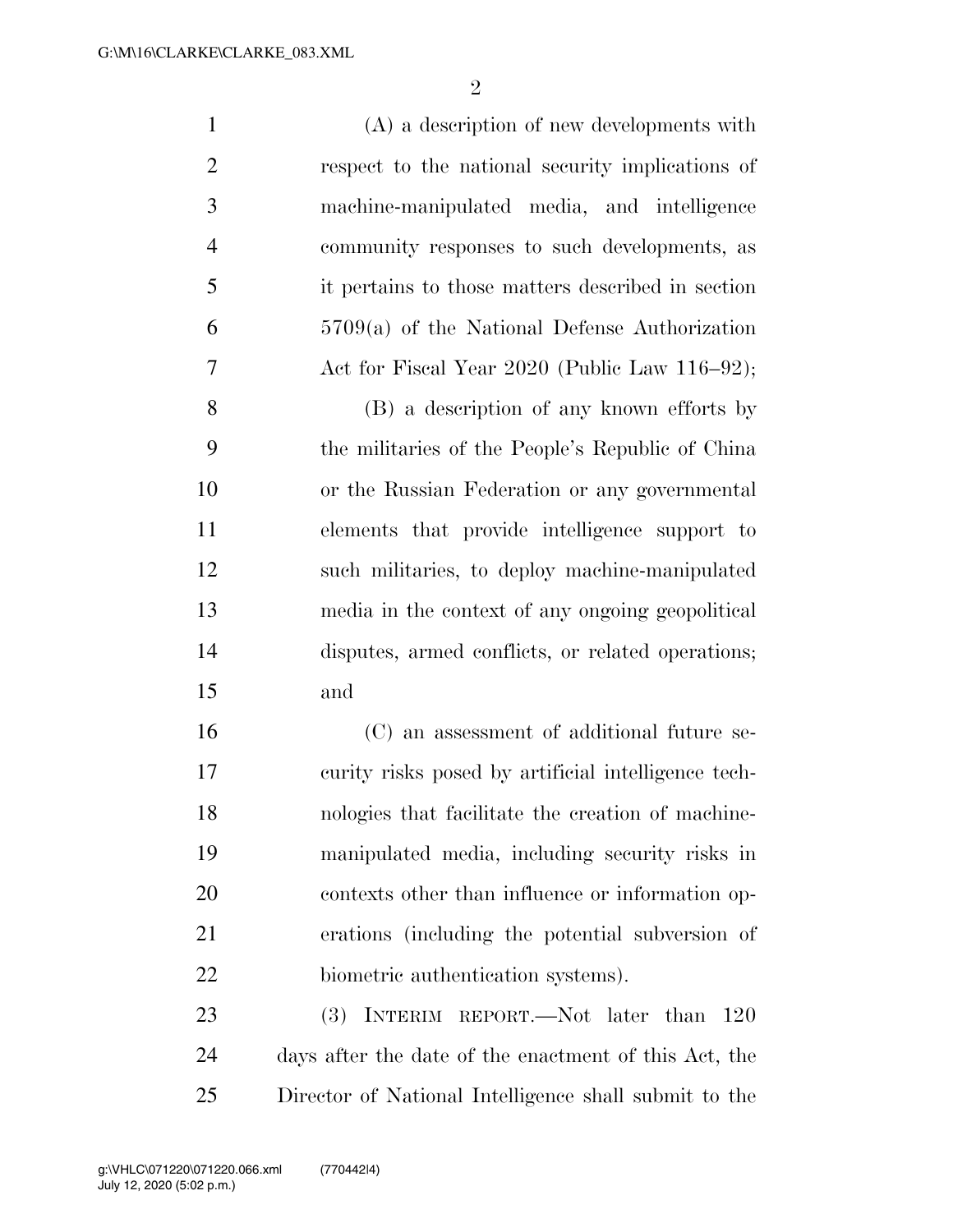(A) a description of new developments with respect to the national security implications of machine-manipulated media, and intelligence community responses to such developments, as it pertains to those matters described in section 5709(a) of the National Defense Authorization Act for Fiscal Year 2020 (Public Law 116–92);

(B) a description of any known efforts by the militaries of the People's Republic of China or the Russian Federation or any governmental elements that provide intelligence support to such militaries, to deploy machine-manipulated media in the context of any ongoing geopolitical disputes, armed conflicts, or related operations; and

(C) an assessment of additional future security risks posed by artificial intelligence technologies that facilitate the creation of machine-manipulated media, including security risks in contexts other than influence or information operations (including the potential subversion of biometric authentication systems).

(3) INTERIM REPORT.—Not later than 120 days after the date of the enactment of this Act, the Director of National Intelligence shall submit to the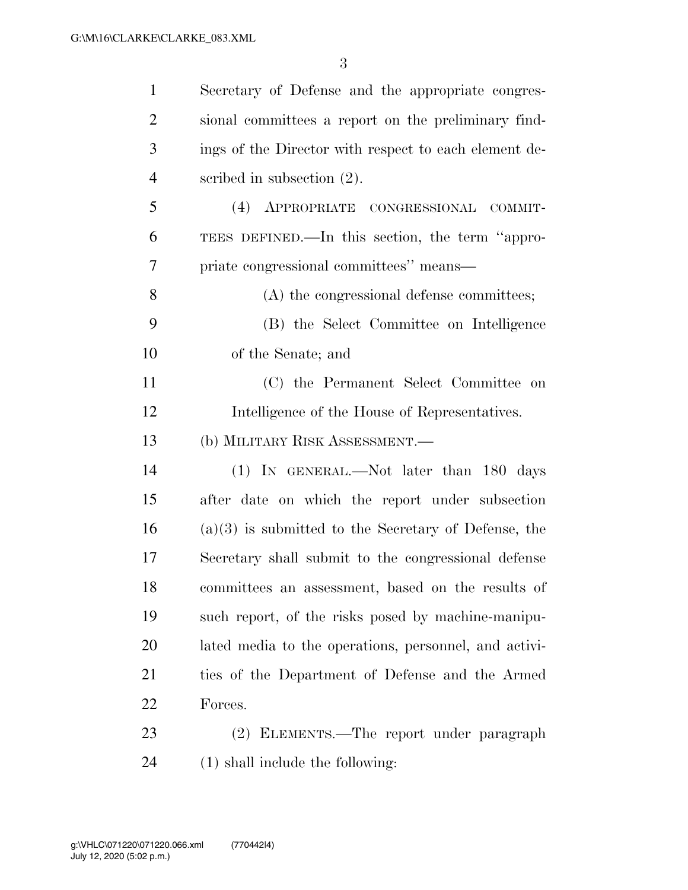Secretary of Defense and the appropriate congressional committees a report on the preliminary findings of the Director with respect to each element described in subsection (2).

(4) APPROPRIATE CONGRESSIONAL COMMITTEES DEFINED.—In this section, the term ''appropriate congressional committees'' means—

(A) the congressional defense committees;

(B) the Select Committee on Intelligence of the Senate; and

(C) the Permanent Select Committee on Intelligence of the House of Representatives.

(b) MILITARY RISK ASSESSMENT.—

(1) IN GENERAL.—Not later than 180 days after date on which the report under subsection (a)(3) is submitted to the Secretary of Defense, the Secretary shall submit to the congressional defense committees an assessment, based on the results of such report, of the risks posed by machine-manipulated media to the operations, personnel, and activities of the Department of Defense and the Armed Forces.

(2) ELEMENTS.—The report under paragraph (1) shall include the following: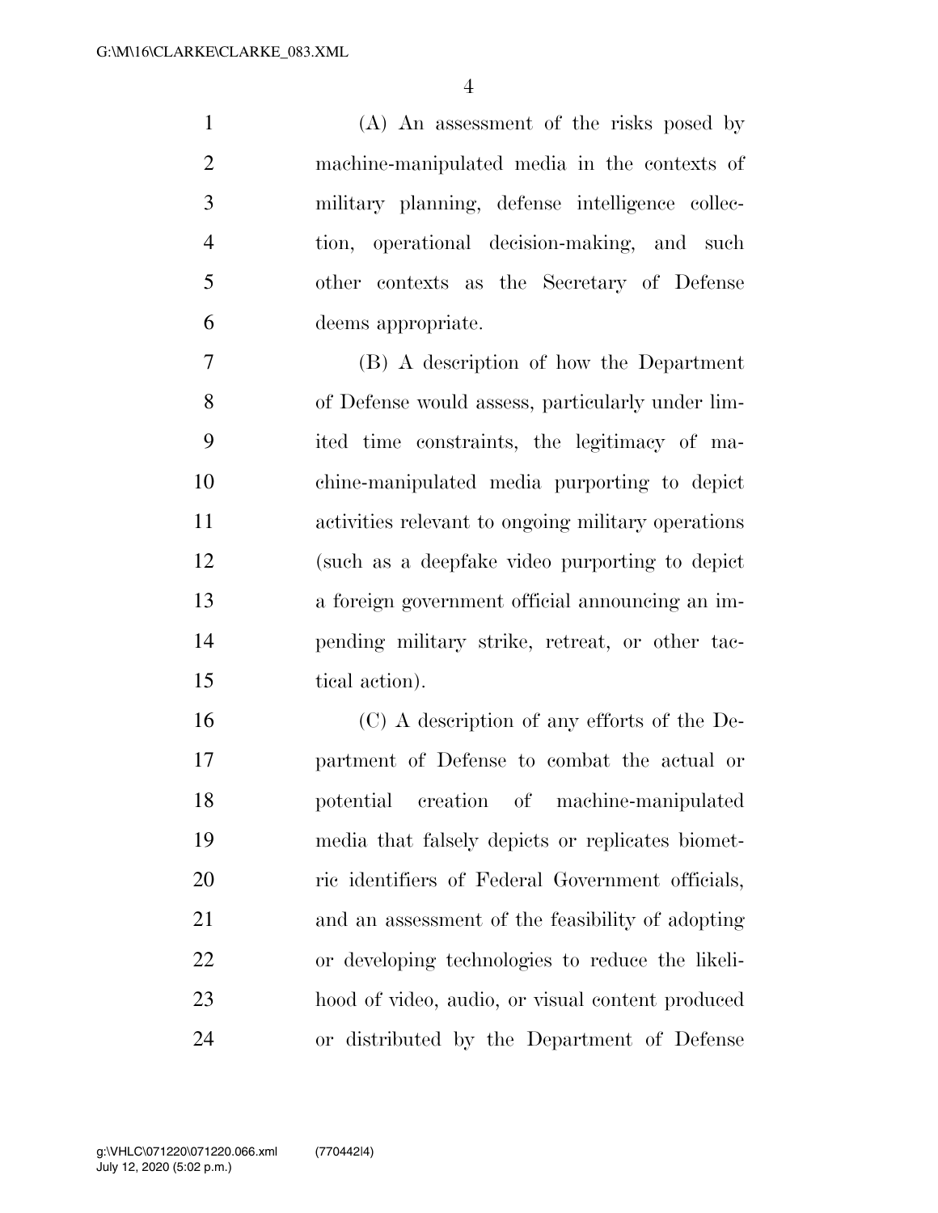(A) An assessment of the risks posed by machine-manipulated media in the contexts of military planning, defense intelligence collection, operational decision-making, and such other contexts as the Secretary of Defense deems appropriate.

(B) A description of how the Department of Defense would assess, particularly under limited time constraints, the legitimacy of machine-manipulated media purporting to depict activities relevant to ongoing military operations (such as a deepfake video purporting to depict a foreign government official announcing an impending military strike, retreat, or other tactical action).

(C) A description of any efforts of the Department of Defense to combat the actual or potential creation of machine-manipulated media that falsely depicts or replicates biometric identifiers of Federal Government officials, and an assessment of the feasibility of adopting or developing technologies to reduce the likelihood of video, audio, or visual content produced or distributed by the Department of Defense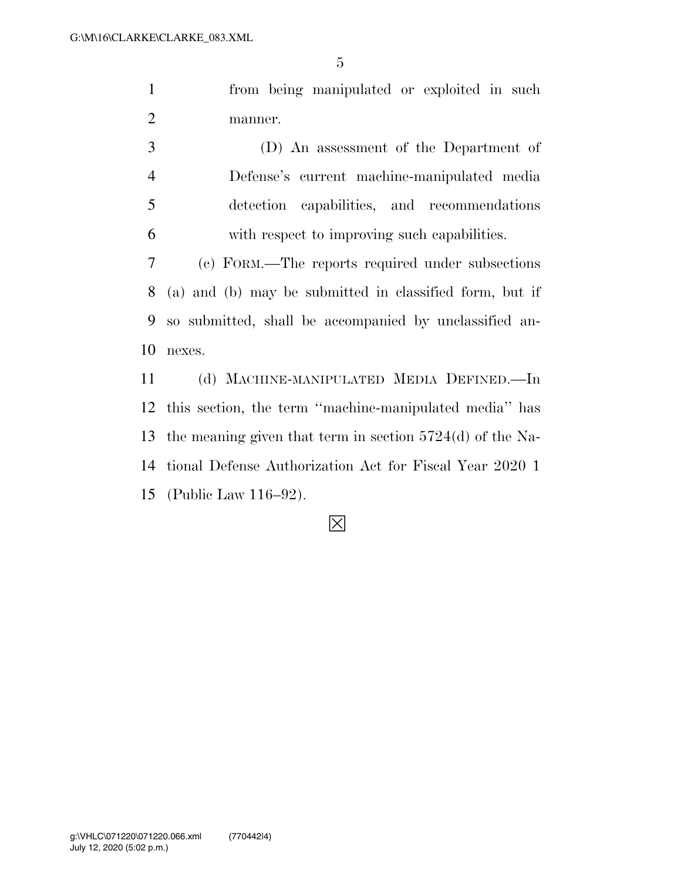from being manipulated or exploited in such manner.

(D) An assessment of the Department of Defense's current machine-manipulated media detection capabilities, and recommendations with respect to improving such capabilities.

(c) FORM.—The reports required under subsections (a) and (b) may be submitted in classified form, but if so submitted, shall be accompanied by unclassified annexes.

(d) MACHINE-MANIPULATED MEDIA DEFINED.—In this section, the term ''machine-manipulated media'' has the meaning given that term in section 5724(d) of the National Defense Authorization Act for Fiscal Year 2020 1 (Public Law 116–92).

☒